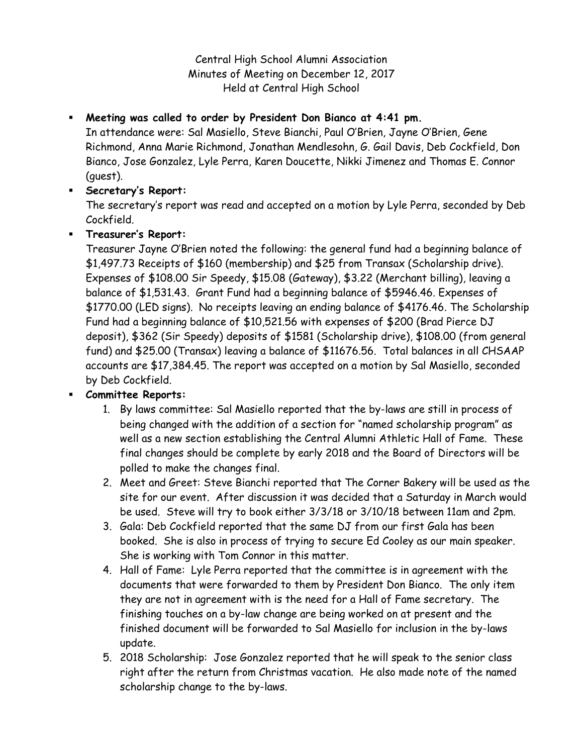Central High School Alumni Association
Minutes of Meeting on December 12, 2017
Held at Central High School

- **Meeting was called to order by President Don Bianco at 4:41 pm.**
  In attendance were: Sal Masiello, Steve Bianchi, Paul O'Brien, Jayne O'Brien, Gene Richmond, Anna Marie Richmond, Jonathan Mendlesohn, G. Gail Davis, Deb Cockfield, Don Bianco, Jose Gonzalez, Lyle Perra, Karen Doucette, Nikki Jimenez and Thomas E. Connor (guest).
- **Secretary's Report:**
  The secretary's report was read and accepted on a motion by Lyle Perra, seconded by Deb Cockfield.
- **Treasurer's Report:**
  Treasurer Jayne O'Brien noted the following: the general fund had a beginning balance of $1,497.73 Receipts of $160 (membership) and $25 from Transax (Scholarship drive). Expenses of $108.00 Sir Speedy, $15.08 (Gateway), $3.22 (Merchant billing), leaving a balance of $1,531.43. Grant Fund had a beginning balance of $5946.46. Expenses of $1770.00 (LED signs). No receipts leaving an ending balance of $4176.46. The Scholarship Fund had a beginning balance of $10,521.56 with expenses of $200 (Brad Pierce DJ deposit), $362 (Sir Speedy) deposits of $1581 (Scholarship drive), $108.00 (from general fund) and $25.00 (Transax) leaving a balance of $11676.56. Total balances in all CHSAAP accounts are $17,384.45. The report was accepted on a motion by Sal Masiello, seconded by Deb Cockfield.
- **Committee Reports:**
  1. By laws committee: Sal Masiello reported that the by-laws are still in process of being changed with the addition of a section for "named scholarship program" as well as a new section establishing the Central Alumni Athletic Hall of Fame. These final changes should be complete by early 2018 and the Board of Directors will be polled to make the changes final.
  2. Meet and Greet: Steve Bianchi reported that The Corner Bakery will be used as the site for our event. After discussion it was decided that a Saturday in March would be used. Steve will try to book either 3/3/18 or 3/10/18 between 11am and 2pm.
  3. Gala: Deb Cockfield reported that the same DJ from our first Gala has been booked. She is also in process of trying to secure Ed Cooley as our main speaker. She is working with Tom Connor in this matter.
  4. Hall of Fame: Lyle Perra reported that the committee is in agreement with the documents that were forwarded to them by President Don Bianco. The only item they are not in agreement with is the need for a Hall of Fame secretary. The finishing touches on a by-law change are being worked on at present and the finished document will be forwarded to Sal Masiello for inclusion in the by-laws update.
  5. 2018 Scholarship: Jose Gonzalez reported that he will speak to the senior class right after the return from Christmas vacation. He also made note of the named scholarship change to the by-laws.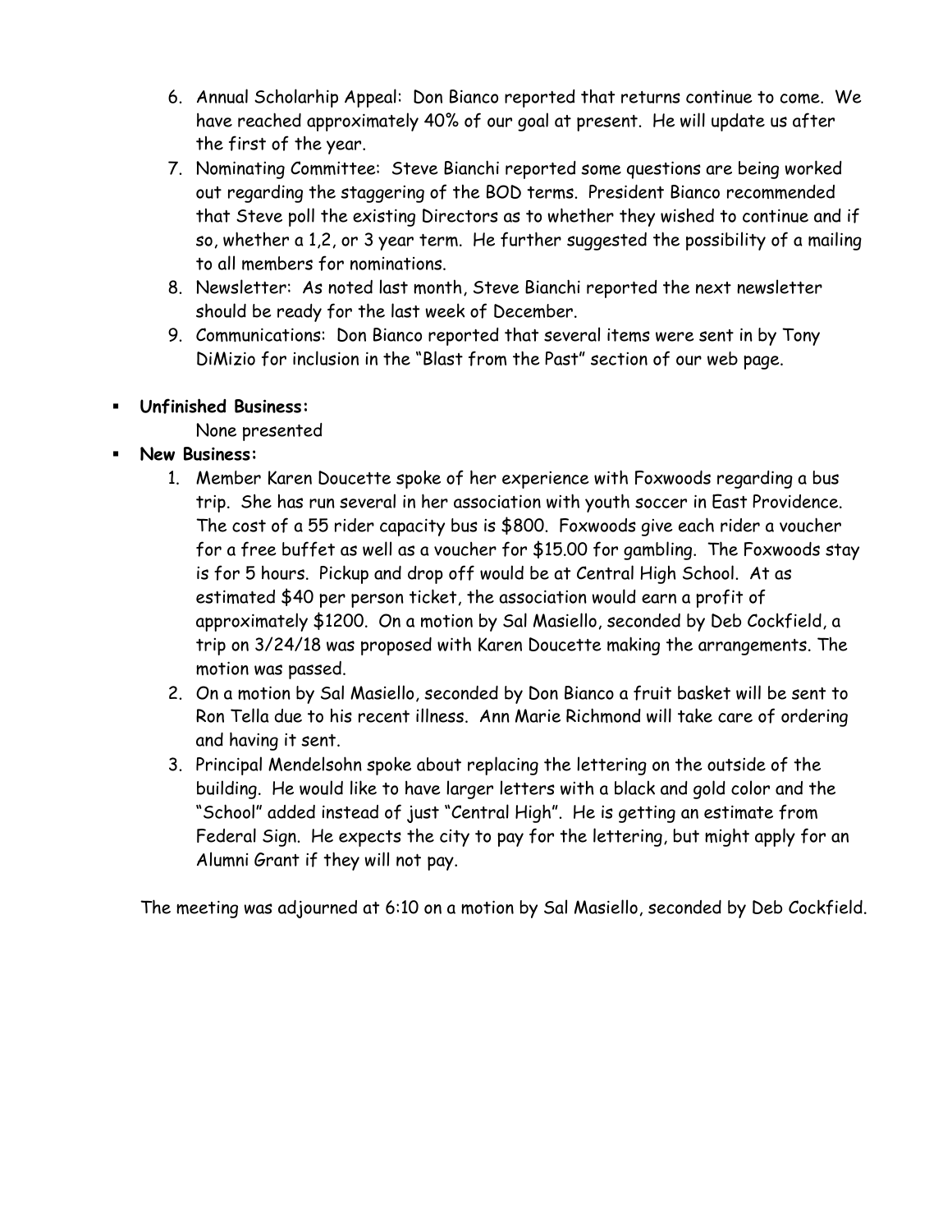6. Annual Scholarhip Appeal: Don Bianco reported that returns continue to come. We have reached approximately 40% of our goal at present. He will update us after the first of the year.
7. Nominating Committee: Steve Bianchi reported some questions are being worked out regarding the staggering of the BOD terms. President Bianco recommended that Steve poll the existing Directors as to whether they wished to continue and if so, whether a 1,2, or 3 year term. He further suggested the possibility of a mailing to all members for nominations.
8. Newsletter: As noted last month, Steve Bianchi reported the next newsletter should be ready for the last week of December.
9. Communications: Don Bianco reported that several items were sent in by Tony DiMizio for inclusion in the "Blast from the Past" section of our web page.

- **Unfinished Business:**

  None presented

- **New Business:**
  1. Member Karen Doucette spoke of her experience with Foxwoods regarding a bus trip. She has run several in her association with youth soccer in East Providence. The cost of a 55 rider capacity bus is $800. Foxwoods give each rider a voucher for a free buffet as well as a voucher for $15.00 for gambling. The Foxwoods stay is for 5 hours. Pickup and drop off would be at Central High School. At as estimated $40 per person ticket, the association would earn a profit of approximately $1200. On a motion by Sal Masiello, seconded by Deb Cockfield, a trip on 3/24/18 was proposed with Karen Doucette making the arrangements. The motion was passed.
  2. On a motion by Sal Masiello, seconded by Don Bianco a fruit basket will be sent to Ron Tella due to his recent illness. Ann Marie Richmond will take care of ordering and having it sent.
  3. Principal Mendelsohn spoke about replacing the lettering on the outside of the building. He would like to have larger letters with a black and gold color and the "School" added instead of just "Central High". He is getting an estimate from Federal Sign. He expects the city to pay for the lettering, but might apply for an Alumni Grant if they will not pay.

The meeting was adjourned at 6:10 on a motion by Sal Masiello, seconded by Deb Cockfield.